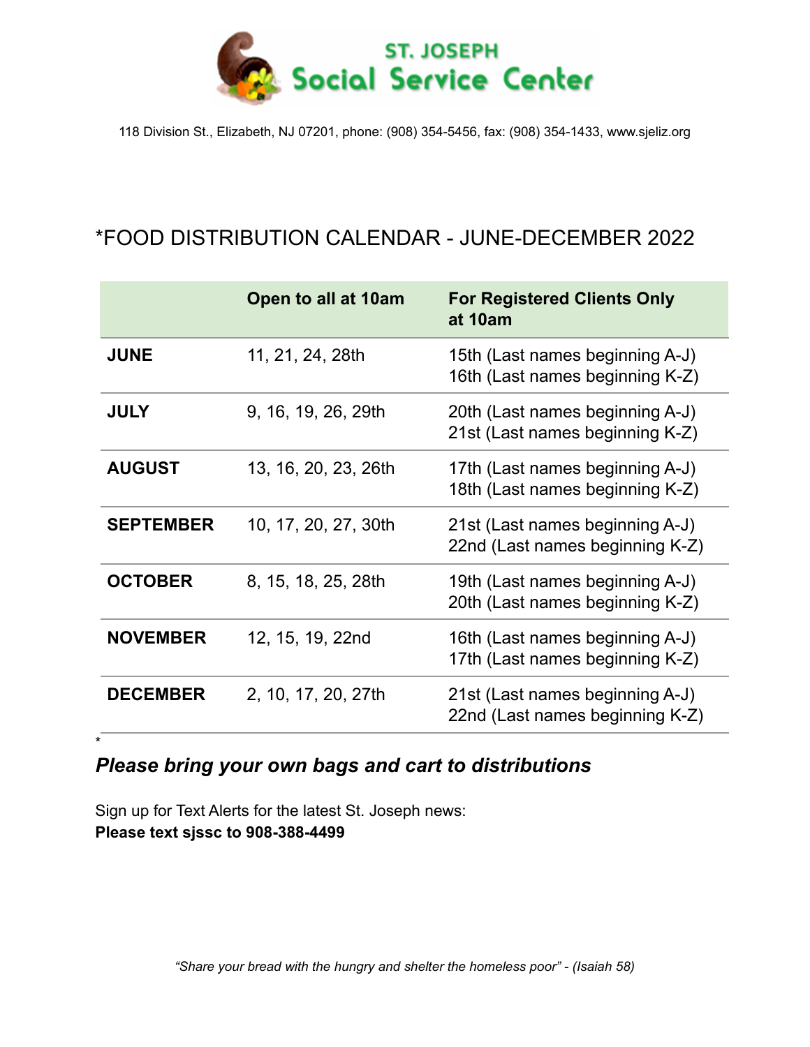# ST. JOSEPH Social Service Center

118 Division St., Elizabeth, NJ 07201, phone: (908) 354-5456, fax: (908) 354-1433, www.sjeliz.org

## *FOOD DISTRIBUTION CALENDAR - JUNE-DECEMBER 2022

| | Open to all at 10am | For Registered Clients Only at 10am |
|---|---|---|
| **JUNE** | 11, 21, 24, 28th | 15th (Last names beginning A-J)<br>16th (Last names beginning K-Z) |
| **JULY** | 9, 16, 19, 26, 29th | 20th (Last names beginning A-J)<br>21st (Last names beginning K-Z) |
| **AUGUST** | 13, 16, 20, 23, 26th | 17th (Last names beginning A-J)<br>18th (Last names beginning K-Z) |
| **SEPTEMBER** | 10, 17, 20, 27, 30th | 21st (Last names beginning A-J)<br>22nd (Last names beginning K-Z) |
| **OCTOBER** | 8, 15, 18, 25, 28th | 19th (Last names beginning A-J)<br>20th (Last names beginning K-Z) |
| **NOVEMBER** | 12, 15, 19, 22nd | 16th (Last names beginning A-J)<br>17th (Last names beginning K-Z) |
| **DECEMBER** | 2, 10, 17, 20, 27th | 21st (Last names beginning A-J)<br>22nd (Last names beginning K-Z) |

*

***Please bring your own bags and cart to distributions***

Sign up for Text Alerts for the latest St. Joseph news:
**Please text sjssc to 908-388-4499**

*"Share your bread with the hungry and shelter the homeless poor" - (Isaiah 58)*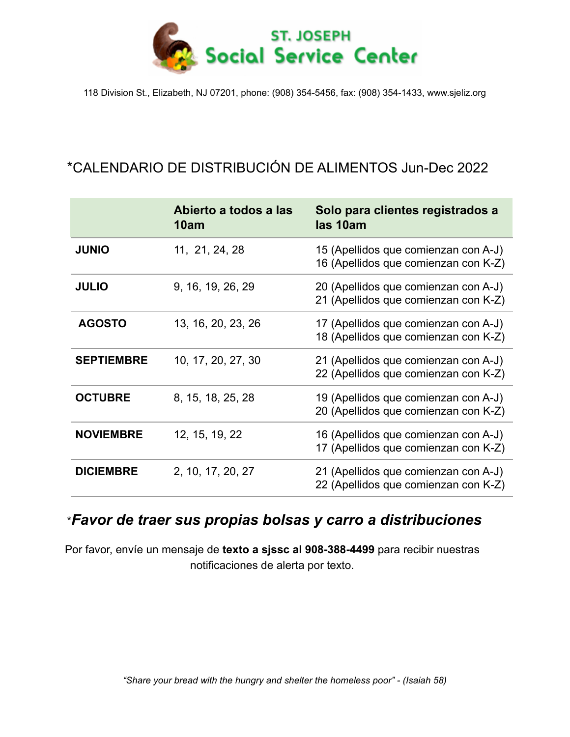# ST. JOSEPH Social Service Center

118 Division St., Elizabeth, NJ 07201, phone: (908) 354-5456, fax: (908) 354-1433, www.sjeliz.org

## *CALENDARIO DE DISTRIBUCIÓN DE ALIMENTOS Jun-Dec 2022

| | **Abierto a todos a las 10am** | **Solo para clientes registrados a las 10am** |
|---|---|---|
| **JUNIO** | 11, 21, 24, 28 | 15 (Apellidos que comienzan con A-J)<br>16 (Apellidos que comienzan con K-Z) |
| **JULIO** | 9, 16, 19, 26, 29 | 20 (Apellidos que comienzan con A-J)<br>21 (Apellidos que comienzan con K-Z) |
| **AGOSTO** | 13, 16, 20, 23, 26 | 17 (Apellidos que comienzan con A-J)<br>18 (Apellidos que comienzan con K-Z) |
| **SEPTIEMBRE** | 10, 17, 20, 27, 30 | 21 (Apellidos que comienzan con A-J)<br>22 (Apellidos que comienzan con K-Z) |
| **OCTUBRE** | 8, 15, 18, 25, 28 | 19 (Apellidos que comienzan con A-J)<br>20 (Apellidos que comienzan con K-Z) |
| **NOVIEMBRE** | 12, 15, 19, 22 | 16 (Apellidos que comienzan con A-J)<br>17 (Apellidos que comienzan con K-Z) |
| **DICIEMBRE** | 2, 10, 17, 20, 27 | 21 (Apellidos que comienzan con A-J)<br>22 (Apellidos que comienzan con K-Z) |

### **\****Favor de traer sus propias bolsas y carro a distribuciones***

Por favor, envíe un mensaje de **texto a sjssc al 908-388-4499** para recibir nuestras notificaciones de alerta por texto.

*"Share your bread with the hungry and shelter the homeless poor" - (Isaiah 58)*